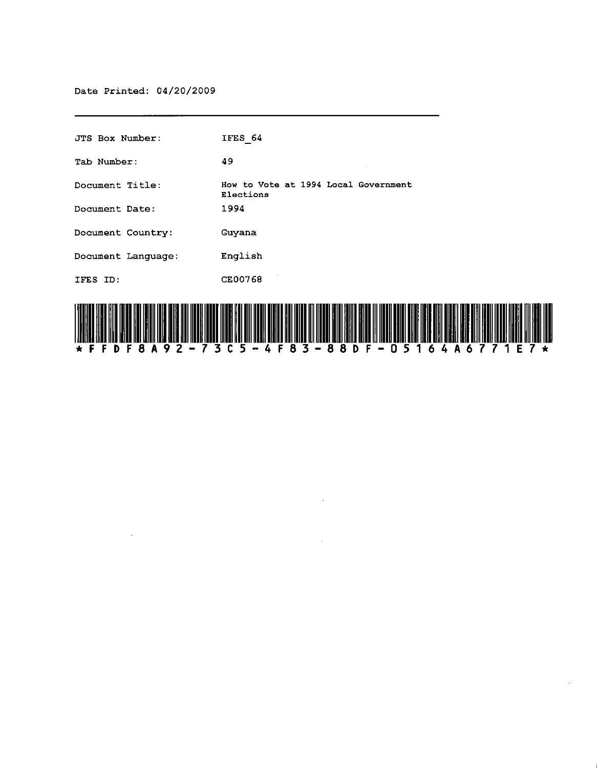Date Printed: 04/20/2009

| | |
|---|---|
| JTS Box Number: | IFES_64 |
| Tab Number: | 49 |
| Document Title: | How to Vote at 1994 Local Government Elections |
| Document Date: | 1994 |
| Document Country: | Guyana |
| Document Language: | English |
| IFES ID: | CE00768 |

*FFDF8A92-73C5-4F83-88DF-05164A6771E7*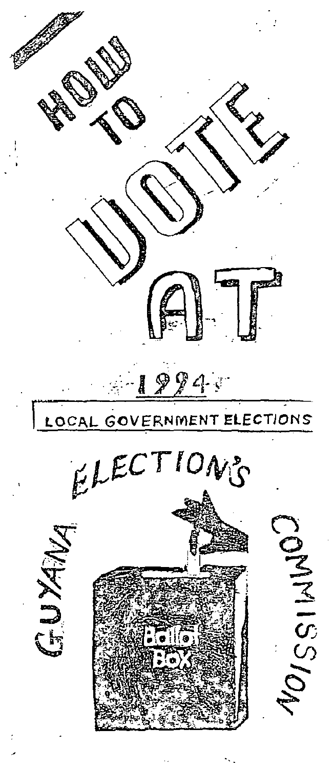# HOW TO VOTE AT

1994

LOCAL GOVERNMENT ELECTIONS

GUYANA ELECTION'S COMMISSION

Ballot Box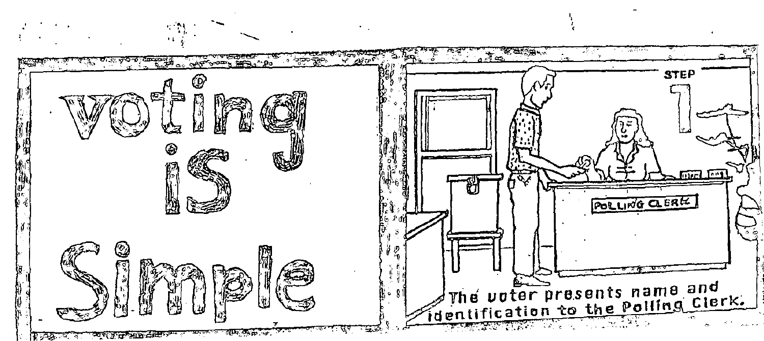# voting is Simple

STEP 1

POLLING CLERK

The voter presents name and identification to the Polling Clerk.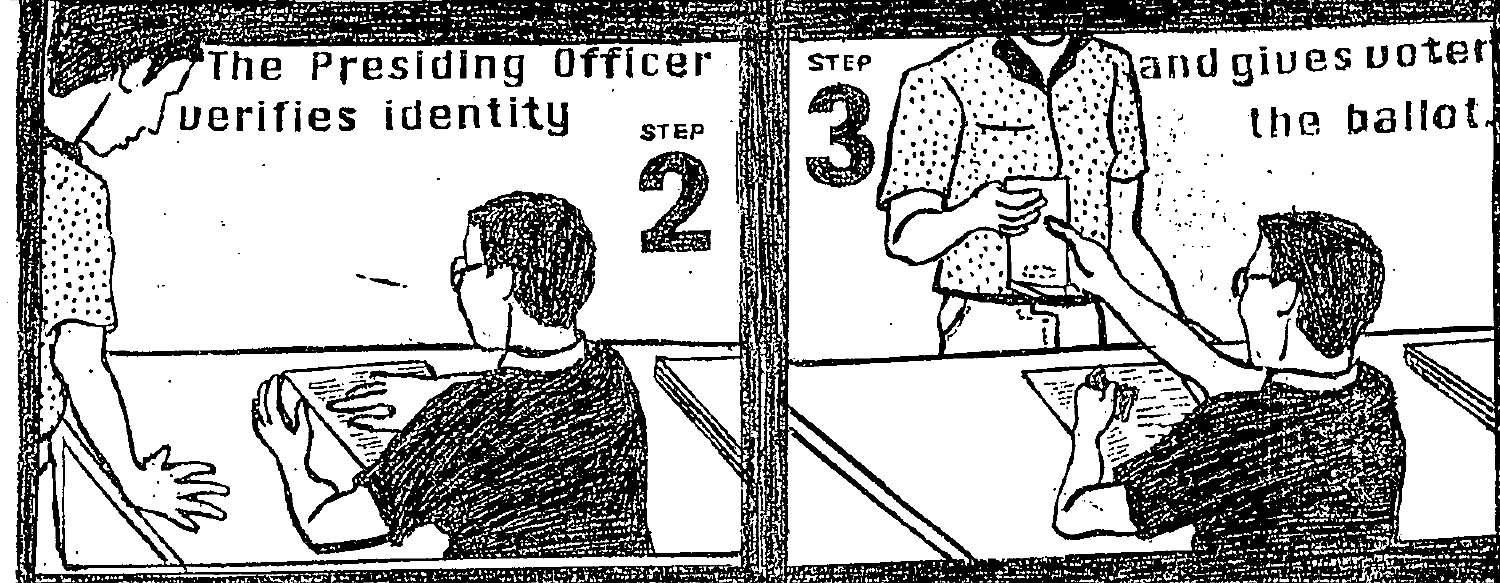The Presiding Officer verifies identity

STEP 2

STEP 3

and gives voter the ballot.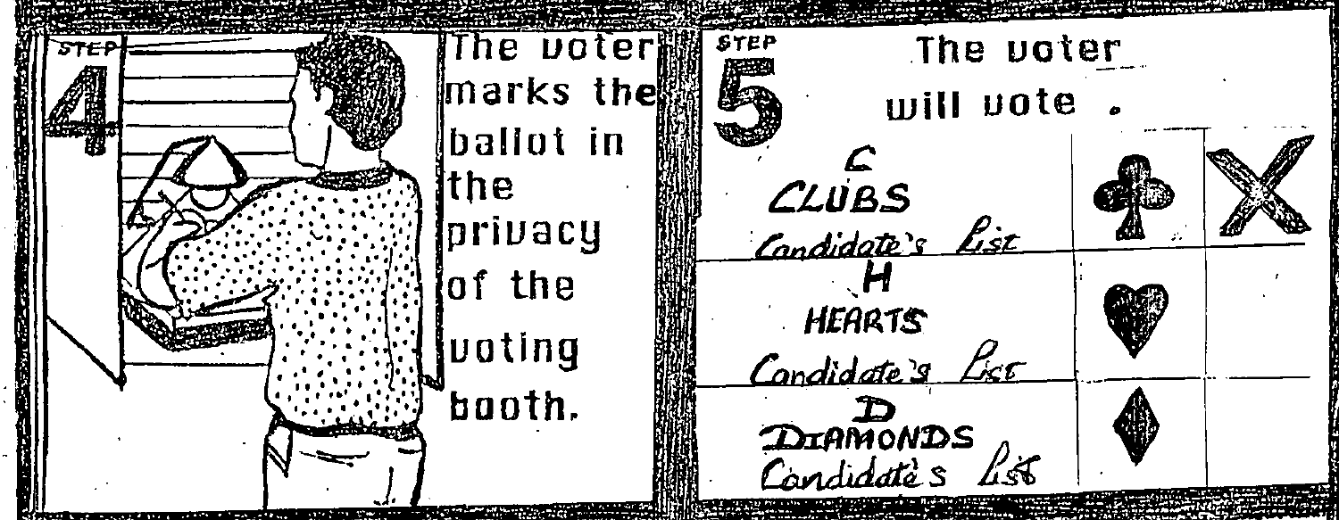**STEP 4**

The voter marks the ballot in the privacy of the voting booth.

**STEP 5**

The voter will vote.

| | | |
|---|---|---|
| C<br>CLUBS<br>Candidate's List | ♣ | X |
| H<br>HEARTS<br>Candidate's List | ♥ | |
| D<br>DIAMONDS<br>Candidate's List | ♦ | |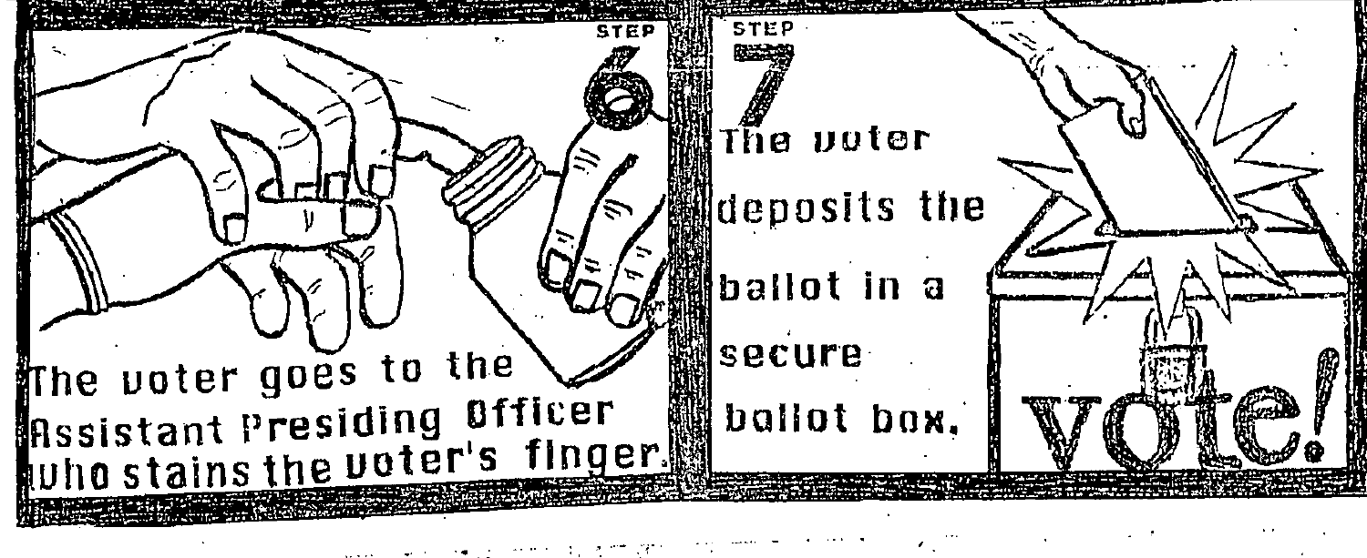STEP 6

The voter goes to the Assistant Presiding Officer who stains the voter's finger.

STEP 7

The voter deposits the ballot in a secure ballot box.

vote!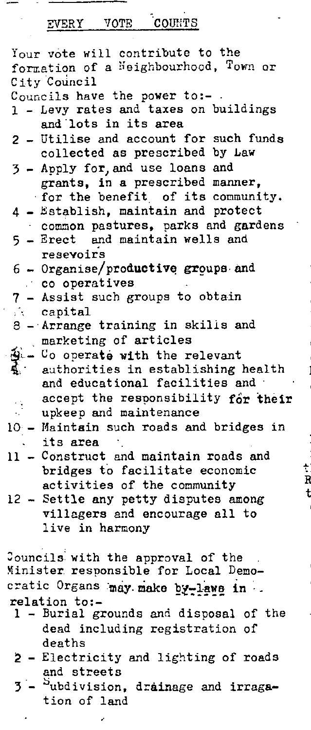## EVERY VOTE COUNTS

Your vote will contribute to the formation of a Neighbourhood, Town or City Council

Councils have the power to:-

1 - Levy rates and taxes on buildings and lots in its area
2 - Utilise and account for such funds collected as prescribed by Law
3 - Apply for, and use loans and grants, in a prescribed manner, for the benefit of its community.
4 - Establish, maintain and protect common pastures, parks and gardens
5 - Erect and maintain wells and resevoirs
6 - Organise/productive groups and co operatives
7 - Assist such groups to obtain capital
8 - Arrange training in skills and marketing of articles
9 - Co operate with the relevant authorities in establishing health and educational facilities and accept the responsibility for their upkeep and maintenance
10 - Maintain such roads and bridges in its area
11 - Construct and maintain roads and bridges to facilitate economic activities of the community
12 - Settle any petty disputes among villagers and encourage all to live in harmony

Councils with the approval of the Minister responsible for Local Democratic Organs may make by-laws in relation to:-

1 - Burial grounds and disposal of the dead including registration of deaths
2 - Electricity and lighting of roads and streets
3 - Subdivision, drainage and irragation of land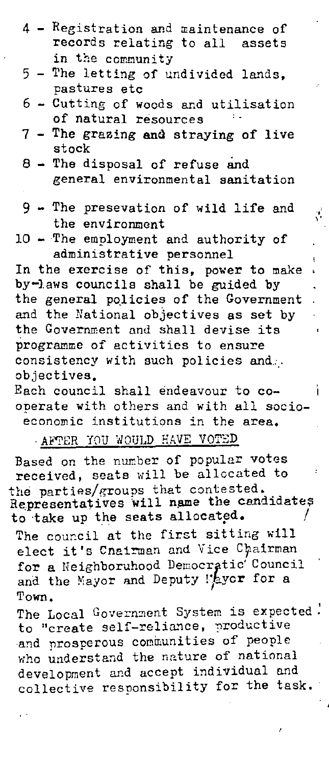4 - Registration and maintenance of records relating to all assets in the community
5 - The letting of undivided lands, pastures etc
6 - Cutting of woods and utilisation of natural resources
7 - The grazing and straying of live stock
8 - The disposal of refuse and general environmental sanitation
9 - The presevation of wild life and the environment
10 - The employment and authority of administrative personnel

In the exercise of this, power to make by-laws councils shall be guided by the general policies of the Government and the National objectives as set by the Government and shall devise its programme of activities to ensure consistency with such policies and objectives.

Each council shall endeavour to co-operate with others and with all socio-economic institutions in the area.

## AFTER YOU WOULD HAVE VOTED

Based on the number of popular votes received, seats will be allocated to the parties/groups that contested. Representatives will name the candidates to take up the seats allocated.

The council at the first sitting will elect it's Chairman and Vice Chairman for a Neighboruhood Democratic Council and the Mayor and Deputy Mayor for a Town.

The Local Government System is expected to "create self-reliance, productive and prosperous communities of people who understand the nature of national development and accept individual and collective responsibility for the task.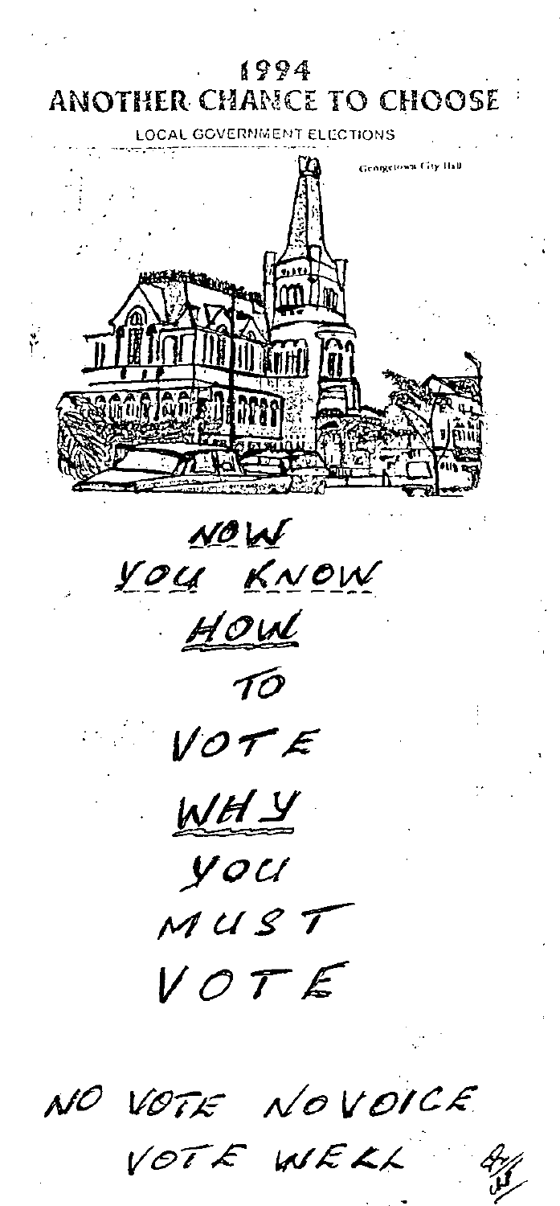# 1994
## ANOTHER CHANCE TO CHOOSE

LOCAL GOVERNMENT ELECTIONS

Georgetown City Hall

NOW
YOU KNOW
HOW
TO
VOTE
WHY
YOU
MUST
VOTE

NO VOTE NO VOICE
VOTE WELL